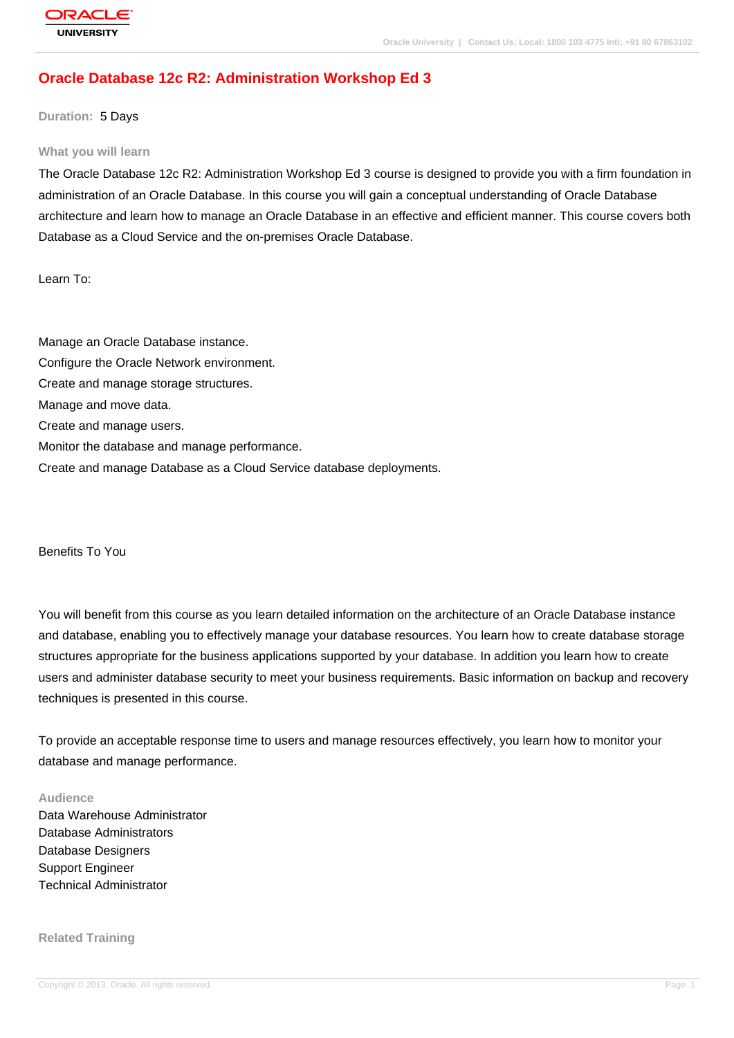# Oracle Database 12c R2: Administration Workshop Ed 3

**Duration:** 5 Days

## What you will learn

The Oracle Database 12c R2: Administration Workshop Ed 3 course is designed to provide you with a firm foundation in administration of an Oracle Database. In this course you will gain a conceptual understanding of Oracle Database architecture and learn how to manage an Oracle Database in an effective and efficient manner. This course covers both Database as a Cloud Service and the on-premises Oracle Database.

Learn To:

Manage an Oracle Database instance.
Configure the Oracle Network environment.
Create and manage storage structures.
Manage and move data.
Create and manage users.
Monitor the database and manage performance.
Create and manage Database as a Cloud Service database deployments.

Benefits To You

You will benefit from this course as you learn detailed information on the architecture of an Oracle Database instance and database, enabling you to effectively manage your database resources. You learn how to create database storage structures appropriate for the business applications supported by your database. In addition you learn how to create users and administer database security to meet your business requirements. Basic information on backup and recovery techniques is presented in this course.

To provide an acceptable response time to users and manage resources effectively, you learn how to monitor your database and manage performance.

## Audience

Data Warehouse Administrator
Database Administrators
Database Designers
Support Engineer
Technical Administrator

## Related Training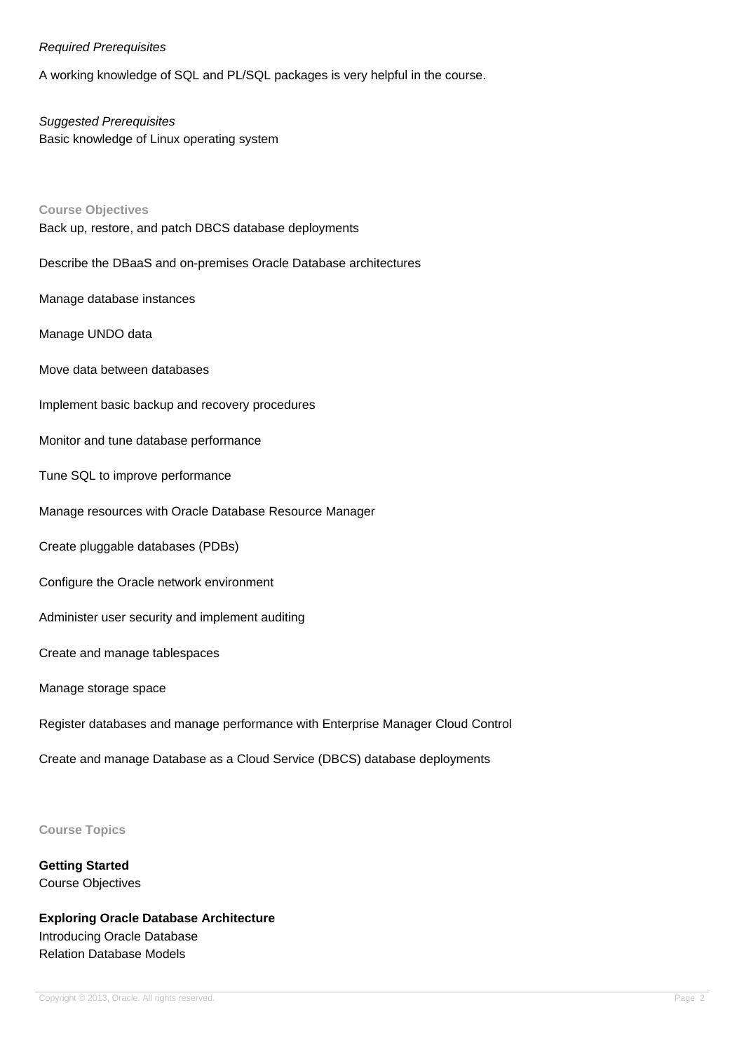*Required Prerequisites*

A working knowledge of SQL and PL/SQL packages is very helpful in the course.

*Suggested Prerequisites*

Basic knowledge of Linux operating system

## Course Objectives

Back up, restore, and patch DBCS database deployments

Describe the DBaaS and on-premises Oracle Database architectures

Manage database instances

Manage UNDO data

Move data between databases

Implement basic backup and recovery procedures

Monitor and tune database performance

Tune SQL to improve performance

Manage resources with Oracle Database Resource Manager

Create pluggable databases (PDBs)

Configure the Oracle network environment

Administer user security and implement auditing

Create and manage tablespaces

Manage storage space

Register databases and manage performance with Enterprise Manager Cloud Control

Create and manage Database as a Cloud Service (DBCS) database deployments

## Course Topics

**Getting Started**

Course Objectives

**Exploring Oracle Database Architecture**

Introducing Oracle Database

Relation Database Models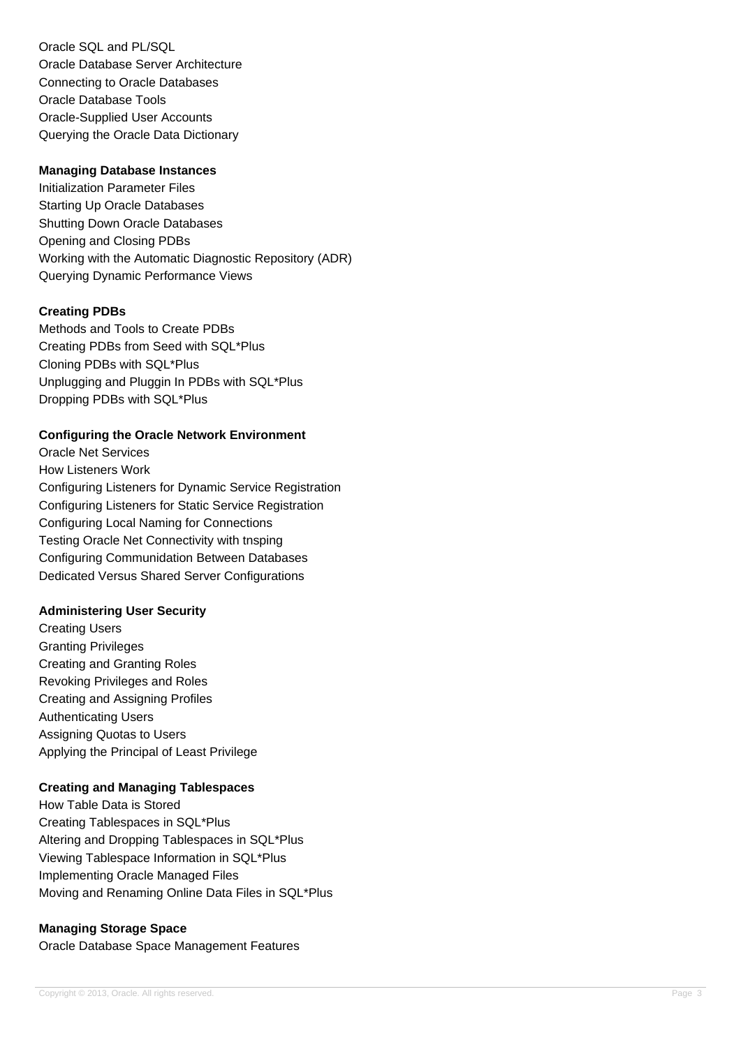Oracle SQL and PL/SQL
Oracle Database Server Architecture
Connecting to Oracle Databases
Oracle Database Tools
Oracle-Supplied User Accounts
Querying the Oracle Data Dictionary

**Managing Database Instances**
Initialization Parameter Files
Starting Up Oracle Databases
Shutting Down Oracle Databases
Opening and Closing PDBs
Working with the Automatic Diagnostic Repository (ADR)
Querying Dynamic Performance Views

**Creating PDBs**
Methods and Tools to Create PDBs
Creating PDBs from Seed with SQL*Plus
Cloning PDBs with SQL*Plus
Unplugging and Pluggin In PDBs with SQL*Plus
Dropping PDBs with SQL*Plus

**Configuring the Oracle Network Environment**
Oracle Net Services
How Listeners Work
Configuring Listeners for Dynamic Service Registration
Configuring Listeners for Static Service Registration
Configuring Local Naming for Connections
Testing Oracle Net Connectivity with tnsping
Configuring Communidation Between Databases
Dedicated Versus Shared Server Configurations

**Administering User Security**
Creating Users
Granting Privileges
Creating and Granting Roles
Revoking Privileges and Roles
Creating and Assigning Profiles
Authenticating Users
Assigning Quotas to Users
Applying the Principal of Least Privilege

**Creating and Managing Tablespaces**
How Table Data is Stored
Creating Tablespaces in SQL*Plus
Altering and Dropping Tablespaces in SQL*Plus
Viewing Tablespace Information in SQL*Plus
Implementing Oracle Managed Files
Moving and Renaming Online Data Files in SQL*Plus

**Managing Storage Space**
Oracle Database Space Management Features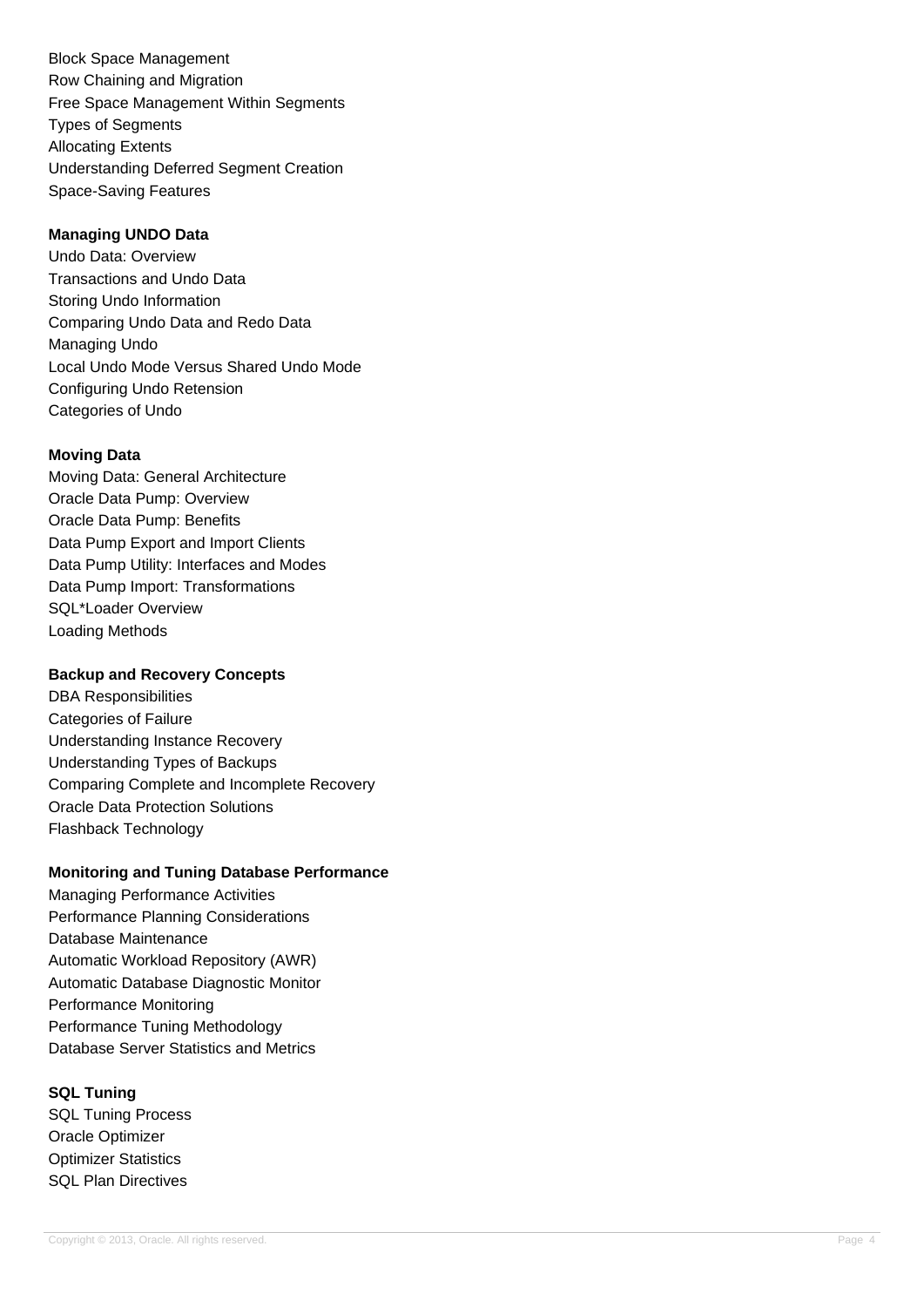Block Space Management
Row Chaining and Migration
Free Space Management Within Segments
Types of Segments
Allocating Extents
Understanding Deferred Segment Creation
Space-Saving Features

**Managing UNDO Data**

Undo Data: Overview
Transactions and Undo Data
Storing Undo Information
Comparing Undo Data and Redo Data
Managing Undo
Local Undo Mode Versus Shared Undo Mode
Configuring Undo Retension
Categories of Undo

**Moving Data**

Moving Data: General Architecture
Oracle Data Pump: Overview
Oracle Data Pump: Benefits
Data Pump Export and Import Clients
Data Pump Utility: Interfaces and Modes
Data Pump Import: Transformations
SQL*Loader Overview
Loading Methods

**Backup and Recovery Concepts**

DBA Responsibilities
Categories of Failure
Understanding Instance Recovery
Understanding Types of Backups
Comparing Complete and Incomplete Recovery
Oracle Data Protection Solutions
Flashback Technology

**Monitoring and Tuning Database Performance**

Managing Performance Activities
Performance Planning Considerations
Database Maintenance
Automatic Workload Repository (AWR)
Automatic Database Diagnostic Monitor
Performance Monitoring
Performance Tuning Methodology
Database Server Statistics and Metrics

**SQL Tuning**

SQL Tuning Process
Oracle Optimizer
Optimizer Statistics
SQL Plan Directives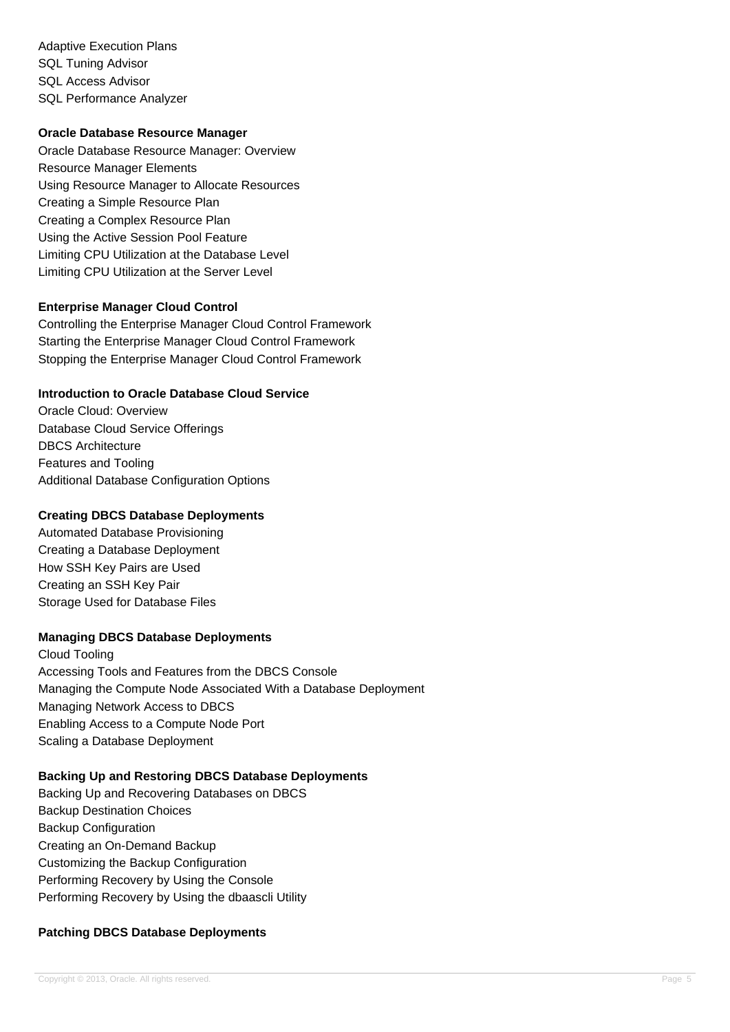Adaptive Execution Plans
SQL Tuning Advisor
SQL Access Advisor
SQL Performance Analyzer

**Oracle Database Resource Manager**

Oracle Database Resource Manager: Overview
Resource Manager Elements
Using Resource Manager to Allocate Resources
Creating a Simple Resource Plan
Creating a Complex Resource Plan
Using the Active Session Pool Feature
Limiting CPU Utilization at the Database Level
Limiting CPU Utilization at the Server Level

**Enterprise Manager Cloud Control**

Controlling the Enterprise Manager Cloud Control Framework
Starting the Enterprise Manager Cloud Control Framework
Stopping the Enterprise Manager Cloud Control Framework

**Introduction to Oracle Database Cloud Service**

Oracle Cloud: Overview
Database Cloud Service Offerings
DBCS Architecture
Features and Tooling
Additional Database Configuration Options

**Creating DBCS Database Deployments**

Automated Database Provisioning
Creating a Database Deployment
How SSH Key Pairs are Used
Creating an SSH Key Pair
Storage Used for Database Files

**Managing DBCS Database Deployments**

Cloud Tooling
Accessing Tools and Features from the DBCS Console
Managing the Compute Node Associated With a Database Deployment
Managing Network Access to DBCS
Enabling Access to a Compute Node Port
Scaling a Database Deployment

**Backing Up and Restoring DBCS Database Deployments**

Backing Up and Recovering Databases on DBCS
Backup Destination Choices
Backup Configuration
Creating an On-Demand Backup
Customizing the Backup Configuration
Performing Recovery by Using the Console
Performing Recovery by Using the dbaascli Utility

**Patching DBCS Database Deployments**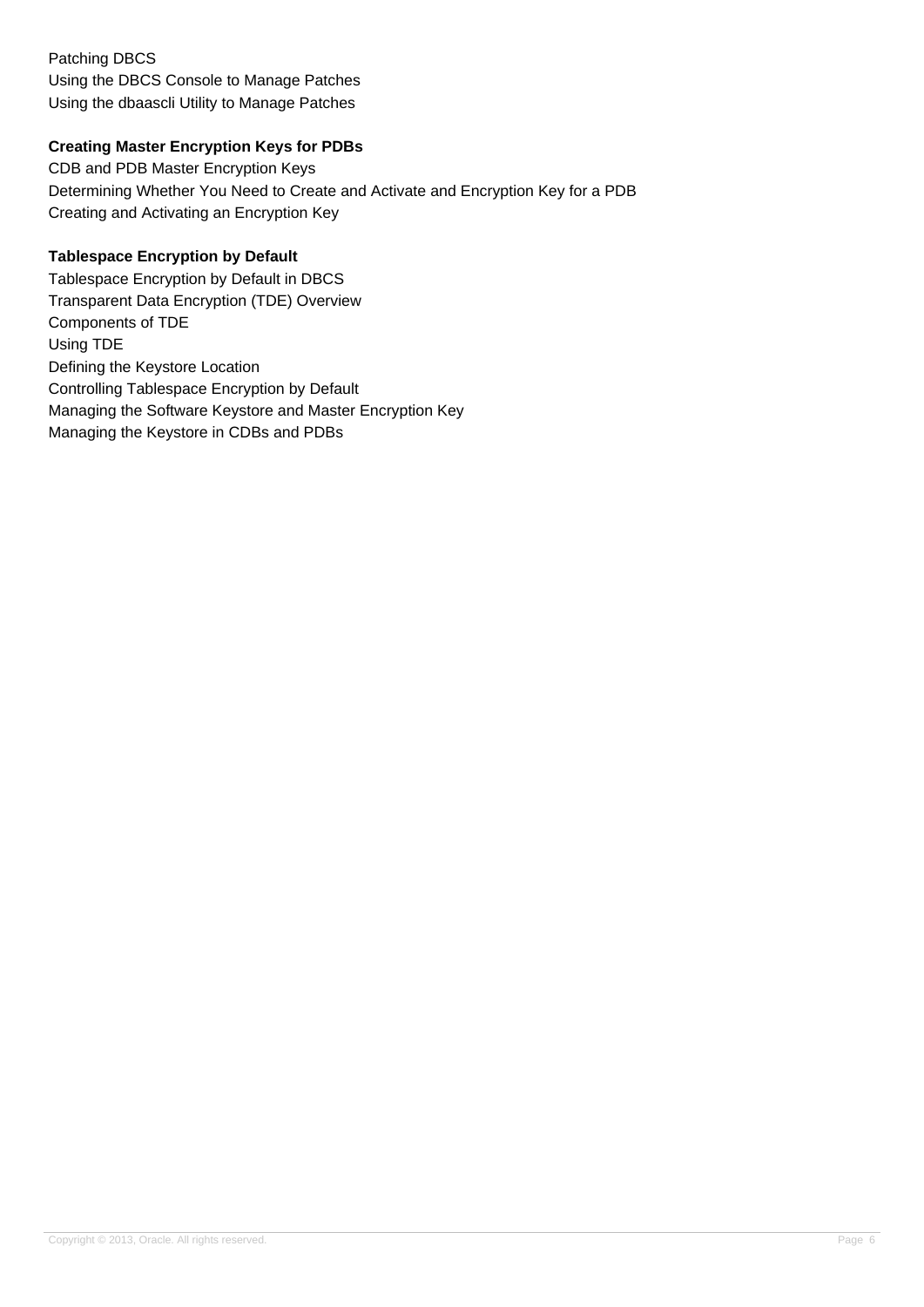Patching DBCS
Using the DBCS Console to Manage Patches
Using the dbaascli Utility to Manage Patches

**Creating Master Encryption Keys for PDBs**

CDB and PDB Master Encryption Keys
Determining Whether You Need to Create and Activate and Encryption Key for a PDB
Creating and Activating an Encryption Key

**Tablespace Encryption by Default**

Tablespace Encryption by Default in DBCS
Transparent Data Encryption (TDE) Overview
Components of TDE
Using TDE
Defining the Keystore Location
Controlling Tablespace Encryption by Default
Managing the Software Keystore and Master Encryption Key
Managing the Keystore in CDBs and PDBs